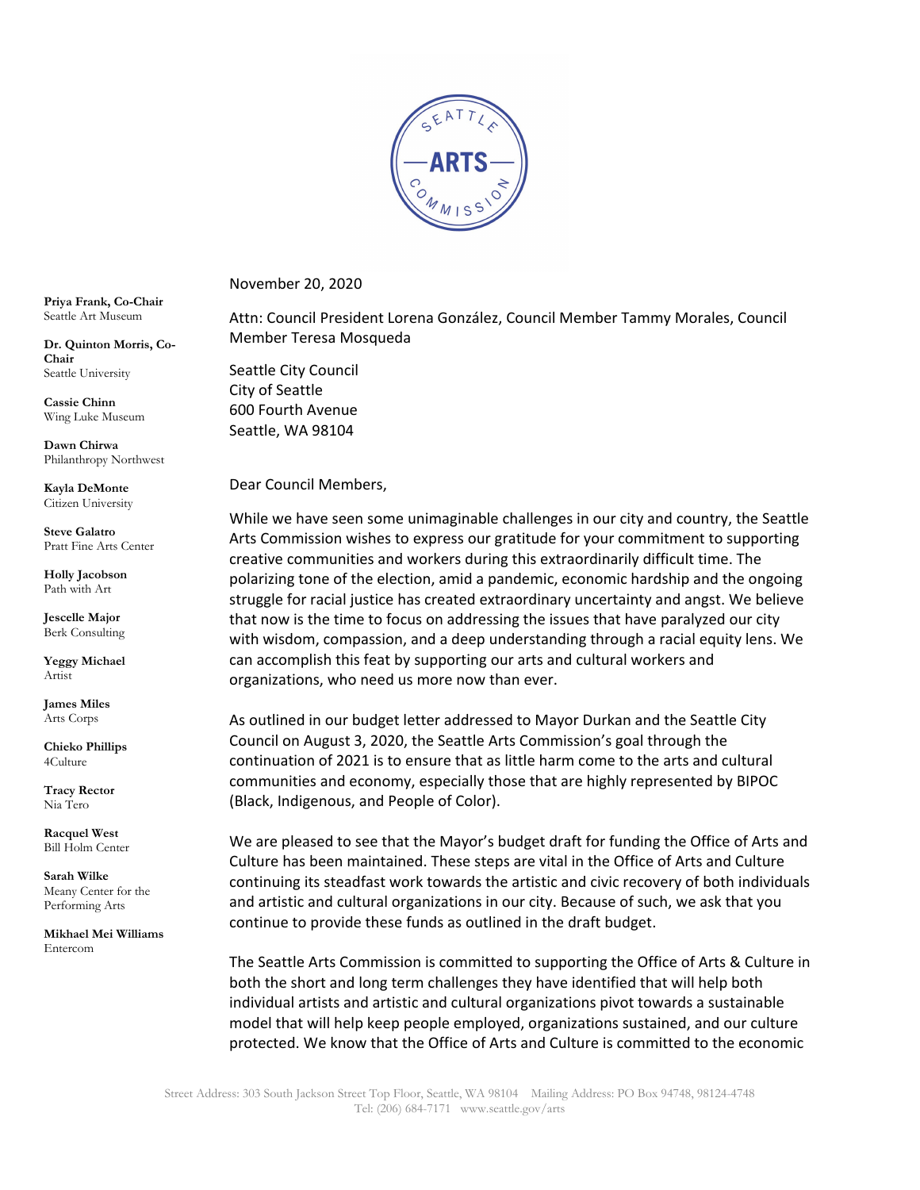SEATTLE ARTS COMMISSION

**Priya Frank, Co-Chair**
Seattle Art Museum

**Dr. Quinton Morris, Co-Chair**
Seattle University

**Cassie Chinn**
Wing Luke Museum

**Dawn Chirwa**
Philanthropy Northwest

**Kayla DeMonte**
Citizen University

**Steve Galatro**
Pratt Fine Arts Center

**Holly Jacobson**
Path with Art

**Jescelle Major**
Berk Consulting

**Yeggy Michael**
Artist

**James Miles**
Arts Corps

**Chieko Phillips**
4Culture

**Tracy Rector**
Nia Tero

**Racquel West**
Bill Holm Center

**Sarah Wilke**
Meany Center for the Performing Arts

**Mikhael Mei Williams**
Entercom

November 20, 2020

Attn: Council President Lorena González, Council Member Tammy Morales, Council Member Teresa Mosqueda

Seattle City Council
City of Seattle
600 Fourth Avenue
Seattle, WA 98104

Dear Council Members,

While we have seen some unimaginable challenges in our city and country, the Seattle Arts Commission wishes to express our gratitude for your commitment to supporting creative communities and workers during this extraordinarily difficult time. The polarizing tone of the election, amid a pandemic, economic hardship and the ongoing struggle for racial justice has created extraordinary uncertainty and angst. We believe that now is the time to focus on addressing the issues that have paralyzed our city with wisdom, compassion, and a deep understanding through a racial equity lens. We can accomplish this feat by supporting our arts and cultural workers and organizations, who need us more now than ever.

As outlined in our budget letter addressed to Mayor Durkan and the Seattle City Council on August 3, 2020, the Seattle Arts Commission's goal through the continuation of 2021 is to ensure that as little harm come to the arts and cultural communities and economy, especially those that are highly represented by BIPOC (Black, Indigenous, and People of Color).

We are pleased to see that the Mayor's budget draft for funding the Office of Arts and Culture has been maintained. These steps are vital in the Office of Arts and Culture continuing its steadfast work towards the artistic and civic recovery of both individuals and artistic and cultural organizations in our city. Because of such, we ask that you continue to provide these funds as outlined in the draft budget.

The Seattle Arts Commission is committed to supporting the Office of Arts & Culture in both the short and long term challenges they have identified that will help both individual artists and artistic and cultural organizations pivot towards a sustainable model that will help keep people employed, organizations sustained, and our culture protected. We know that the Office of Arts and Culture is committed to the economic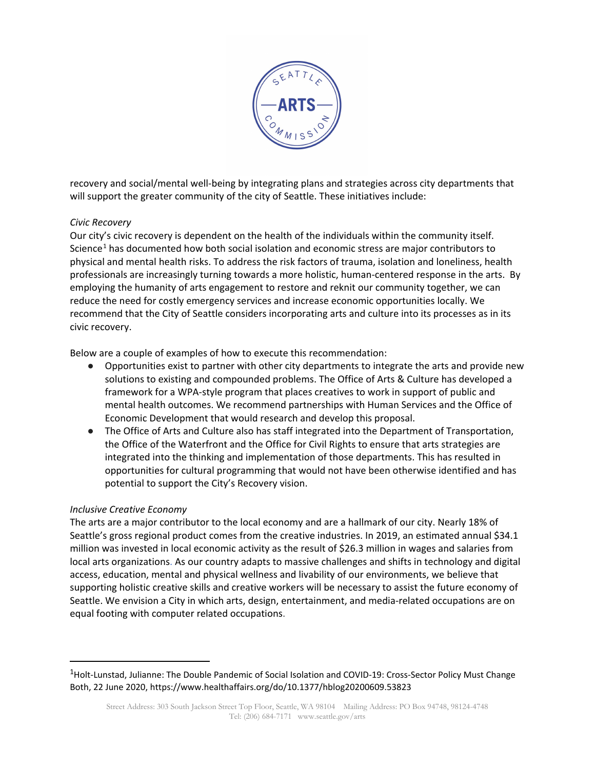recovery and social/mental well-being by integrating plans and strategies across city departments that will support the greater community of the city of Seattle. These initiatives include:

*Civic Recovery*

Our city's civic recovery is dependent on the health of the individuals within the community itself. Science[1] has documented how both social isolation and economic stress are major contributors to physical and mental health risks. To address the risk factors of trauma, isolation and loneliness, health professionals are increasingly turning towards a more holistic, human-centered response in the arts. By employing the humanity of arts engagement to restore and reknit our community together, we can reduce the need for costly emergency services and increase economic opportunities locally. We recommend that the City of Seattle considers incorporating arts and culture into its processes as in its civic recovery.

Below are a couple of examples of how to execute this recommendation:

- Opportunities exist to partner with other city departments to integrate the arts and provide new solutions to existing and compounded problems. The Office of Arts & Culture has developed a framework for a WPA-style program that places creatives to work in support of public and mental health outcomes. We recommend partnerships with Human Services and the Office of Economic Development that would research and develop this proposal.
- The Office of Arts and Culture also has staff integrated into the Department of Transportation, the Office of the Waterfront and the Office for Civil Rights to ensure that arts strategies are integrated into the thinking and implementation of those departments. This has resulted in opportunities for cultural programming that would not have been otherwise identified and has potential to support the City's Recovery vision.

*Inclusive Creative Economy*

The arts are a major contributor to the local economy and are a hallmark of our city. Nearly 18% of Seattle's gross regional product comes from the creative industries. In 2019, an estimated annual $34.1 million was invested in local economic activity as the result of $26.3 million in wages and salaries from local arts organizations. As our country adapts to massive challenges and shifts in technology and digital access, education, mental and physical wellness and livability of our environments, we believe that supporting holistic creative skills and creative workers will be necessary to assist the future economy of Seattle. We envision a City in which arts, design, entertainment, and media-related occupations are on equal footing with computer related occupations.

---

[1] Holt-Lunstad, Julianne: The Double Pandemic of Social Isolation and COVID-19: Cross-Sector Policy Must Change Both, 22 June 2020, https://www.healthaffairs.org/do/10.1377/hblog20200609.53823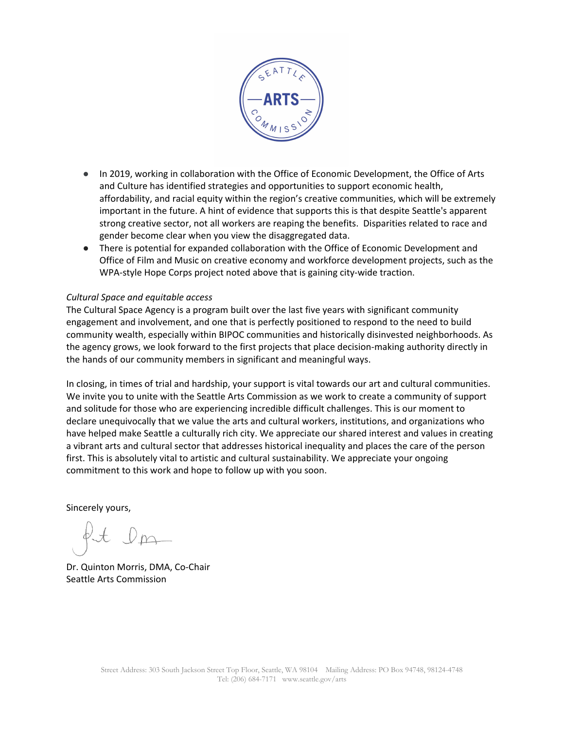- In 2019, working in collaboration with the Office of Economic Development, the Office of Arts and Culture has identified strategies and opportunities to support economic health, affordability, and racial equity within the region's creative communities, which will be extremely important in the future. A hint of evidence that supports this is that despite Seattle's apparent strong creative sector, not all workers are reaping the benefits. Disparities related to race and gender become clear when you view the disaggregated data.
- There is potential for expanded collaboration with the Office of Economic Development and Office of Film and Music on creative economy and workforce development projects, such as the WPA-style Hope Corps project noted above that is gaining city-wide traction.

*Cultural Space and equitable access*

The Cultural Space Agency is a program built over the last five years with significant community engagement and involvement, and one that is perfectly positioned to respond to the need to build community wealth, especially within BIPOC communities and historically disinvested neighborhoods. As the agency grows, we look forward to the first projects that place decision-making authority directly in the hands of our community members in significant and meaningful ways.

In closing, in times of trial and hardship, your support is vital towards our art and cultural communities. We invite you to unite with the Seattle Arts Commission as we work to create a community of support and solitude for those who are experiencing incredible difficult challenges. This is our moment to declare unequivocally that we value the arts and cultural workers, institutions, and organizations who have helped make Seattle a culturally rich city. We appreciate our shared interest and values in creating a vibrant arts and cultural sector that addresses historical inequality and places the care of the person first. This is absolutely vital to artistic and cultural sustainability. We appreciate your ongoing commitment to this work and hope to follow up with you soon.

Sincerely yours,

Dr. Quinton Morris, DMA, Co-Chair
Seattle Arts Commission

Street Address: 303 South Jackson Street Top Floor, Seattle, WA 98104 Mailing Address: PO Box 94748, 98124-4748
Tel: (206) 684-7171 www.seattle.gov/arts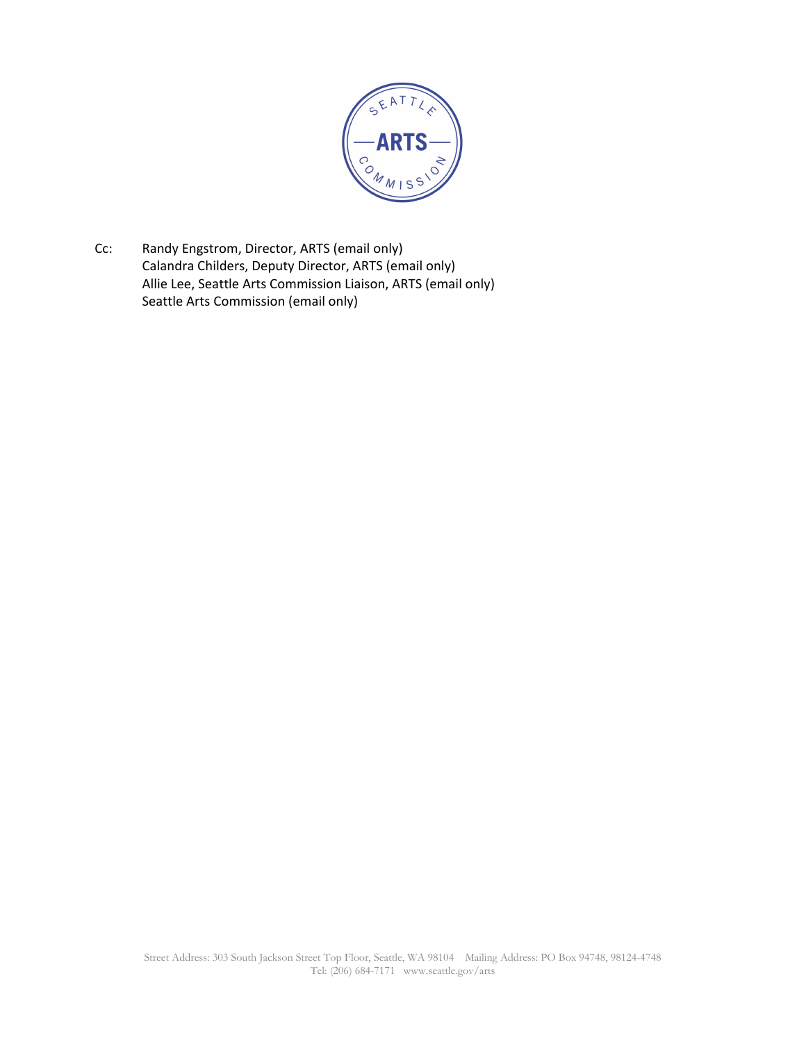Cc: Randy Engstrom, Director, ARTS (email only)
Calandra Childers, Deputy Director, ARTS (email only)
Allie Lee, Seattle Arts Commission Liaison, ARTS (email only)
Seattle Arts Commission (email only)